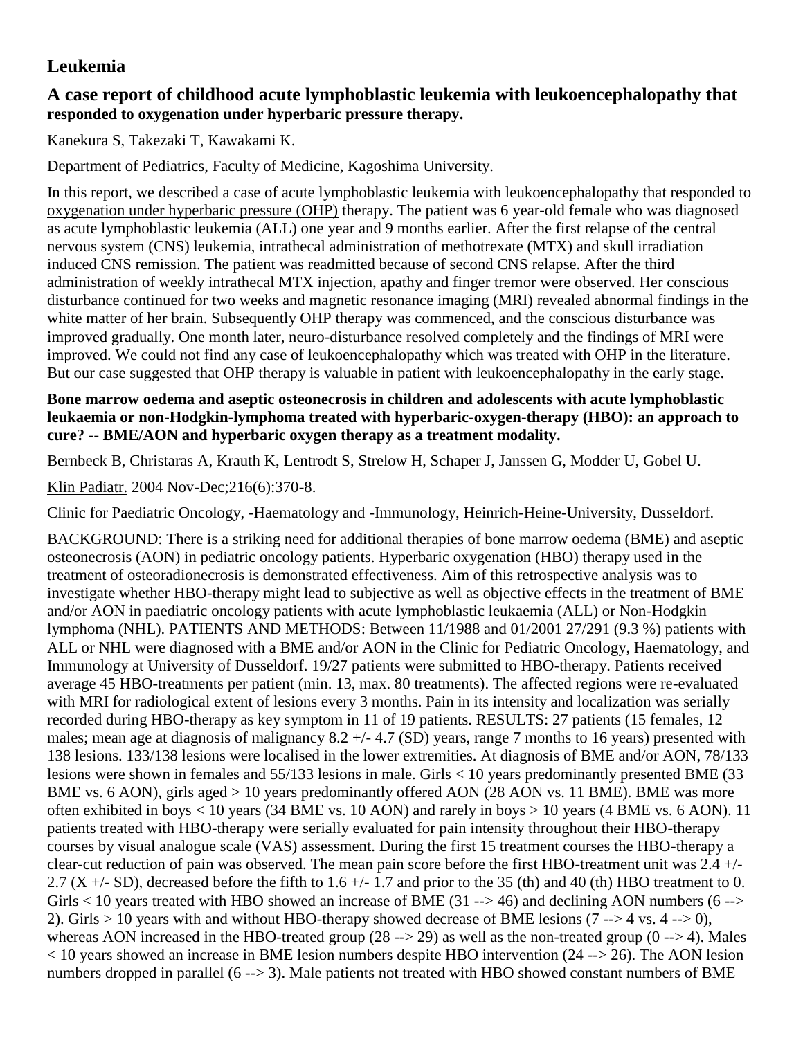# Leukemia

## A case report of childhood acute lymphoblastic leukemia with leukoencephalopathy that responded to oxygenation under hyperbaric pressure therapy.

Kanekura S, Takezaki T, Kawakami K.

Department of Pediatrics, Faculty of Medicine, Kagoshima University.

In this report, we described a case of acute lymphoblastic leukemia with leukoencephalopathy that responded to oxygenation under hyperbaric pressure (OHP) therapy. The patient was 6 year-old female who was diagnosed as acute lymphoblastic leukemia (ALL) one year and 9 months earlier. After the first relapse of the central nervous system (CNS) leukemia, intrathecal administration of methotrexate (MTX) and skull irradiation induced CNS remission. The patient was readmitted because of second CNS relapse. After the third administration of weekly intrathecal MTX injection, apathy and finger tremor were observed. Her conscious disturbance continued for two weeks and magnetic resonance imaging (MRI) revealed abnormal findings in the white matter of her brain. Subsequently OHP therapy was commenced, and the conscious disturbance was improved gradually. One month later, neuro-disturbance resolved completely and the findings of MRI were improved. We could not find any case of leukoencephalopathy which was treated with OHP in the literature. But our case suggested that OHP therapy is valuable in patient with leukoencephalopathy in the early stage.

**Bone marrow oedema and aseptic osteonecrosis in children and adolescents with acute lymphoblastic leukaemia or non-Hodgkin-lymphoma treated with hyperbaric-oxygen-therapy (HBO): an approach to cure? -- BME/AON and hyperbaric oxygen therapy as a treatment modality.**

Bernbeck B, Christaras A, Krauth K, Lentrodt S, Strelow H, Schaper J, Janssen G, Modder U, Gobel U.

Klin Padiatr. 2004 Nov-Dec;216(6):370-8.

Clinic for Paediatric Oncology, -Haematology and -Immunology, Heinrich-Heine-University, Dusseldorf.

BACKGROUND: There is a striking need for additional therapies of bone marrow oedema (BME) and aseptic osteonecrosis (AON) in pediatric oncology patients. Hyperbaric oxygenation (HBO) therapy used in the treatment of osteoradionecrosis is demonstrated effectiveness. Aim of this retrospective analysis was to investigate whether HBO-therapy might lead to subjective as well as objective effects in the treatment of BME and/or AON in paediatric oncology patients with acute lymphoblastic leukaemia (ALL) or Non-Hodgkin lymphoma (NHL). PATIENTS AND METHODS: Between 11/1988 and 01/2001 27/291 (9.3 %) patients with ALL or NHL were diagnosed with a BME and/or AON in the Clinic for Pediatric Oncology, Haematology, and Immunology at University of Dusseldorf. 19/27 patients were submitted to HBO-therapy. Patients received average 45 HBO-treatments per patient (min. 13, max. 80 treatments). The affected regions were re-evaluated with MRI for radiological extent of lesions every 3 months. Pain in its intensity and localization was serially recorded during HBO-therapy as key symptom in 11 of 19 patients. RESULTS: 27 patients (15 females, 12 males; mean age at diagnosis of malignancy 8.2 +/- 4.7 (SD) years, range 7 months to 16 years) presented with 138 lesions. 133/138 lesions were localised in the lower extremities. At diagnosis of BME and/or AON, 78/133 lesions were shown in females and 55/133 lesions in male. Girls < 10 years predominantly presented BME (33 BME vs. 6 AON), girls aged > 10 years predominantly offered AON (28 AON vs. 11 BME). BME was more often exhibited in boys < 10 years (34 BME vs. 10 AON) and rarely in boys > 10 years (4 BME vs. 6 AON). 11 patients treated with HBO-therapy were serially evaluated for pain intensity throughout their HBO-therapy courses by visual analogue scale (VAS) assessment. During the first 15 treatment courses the HBO-therapy a clear-cut reduction of pain was observed. The mean pain score before the first HBO-treatment unit was 2.4 +/- 2.7 (X +/- SD), decreased before the fifth to 1.6 +/- 1.7 and prior to the 35 (th) and 40 (th) HBO treatment to 0. Girls < 10 years treated with HBO showed an increase of BME (31 --> 46) and declining AON numbers (6 --> 2). Girls > 10 years with and without HBO-therapy showed decrease of BME lesions (7 --> 4 vs. 4 --> 0), whereas AON increased in the HBO-treated group (28 --> 29) as well as the non-treated group (0 --> 4). Males < 10 years showed an increase in BME lesion numbers despite HBO intervention (24 --> 26). The AON lesion numbers dropped in parallel (6 --> 3). Male patients not treated with HBO showed constant numbers of BME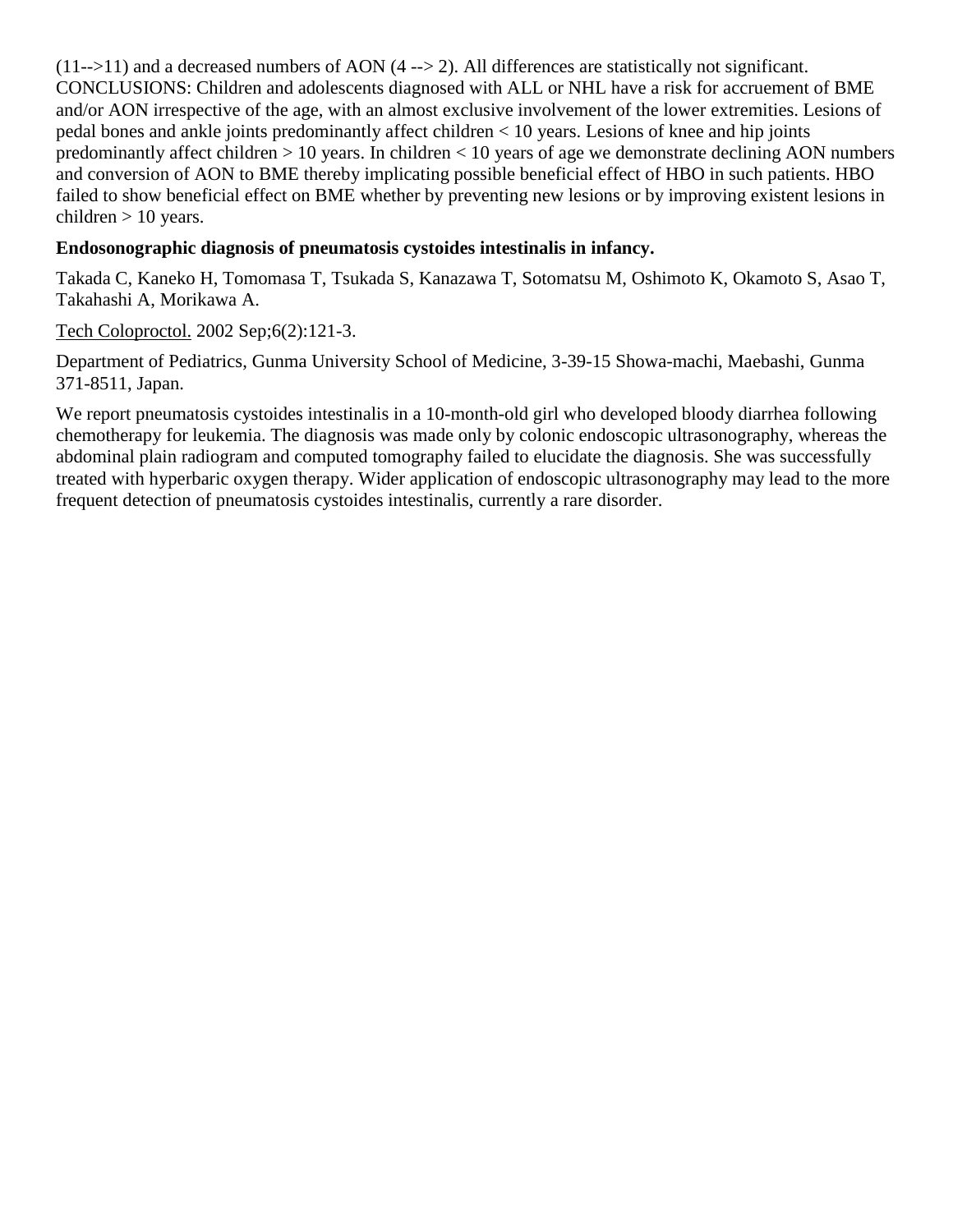(11-->11) and a decreased numbers of AON (4 --> 2). All differences are statistically not significant. CONCLUSIONS: Children and adolescents diagnosed with ALL or NHL have a risk for accruement of BME and/or AON irrespective of the age, with an almost exclusive involvement of the lower extremities. Lesions of pedal bones and ankle joints predominantly affect children < 10 years. Lesions of knee and hip joints predominantly affect children > 10 years. In children < 10 years of age we demonstrate declining AON numbers and conversion of AON to BME thereby implicating possible beneficial effect of HBO in such patients. HBO failed to show beneficial effect on BME whether by preventing new lesions or by improving existent lesions in children > 10 years.

**Endosonographic diagnosis of pneumatosis cystoides intestinalis in infancy.**

Takada C, Kaneko H, Tomomasa T, Tsukada S, Kanazawa T, Sotomatsu M, Oshimoto K, Okamoto S, Asao T, Takahashi A, Morikawa A.

Tech Coloproctol. 2002 Sep;6(2):121-3.

Department of Pediatrics, Gunma University School of Medicine, 3-39-15 Showa-machi, Maebashi, Gunma 371-8511, Japan.

We report pneumatosis cystoides intestinalis in a 10-month-old girl who developed bloody diarrhea following chemotherapy for leukemia. The diagnosis was made only by colonic endoscopic ultrasonography, whereas the abdominal plain radiogram and computed tomography failed to elucidate the diagnosis. She was successfully treated with hyperbaric oxygen therapy. Wider application of endoscopic ultrasonography may lead to the more frequent detection of pneumatosis cystoides intestinalis, currently a rare disorder.